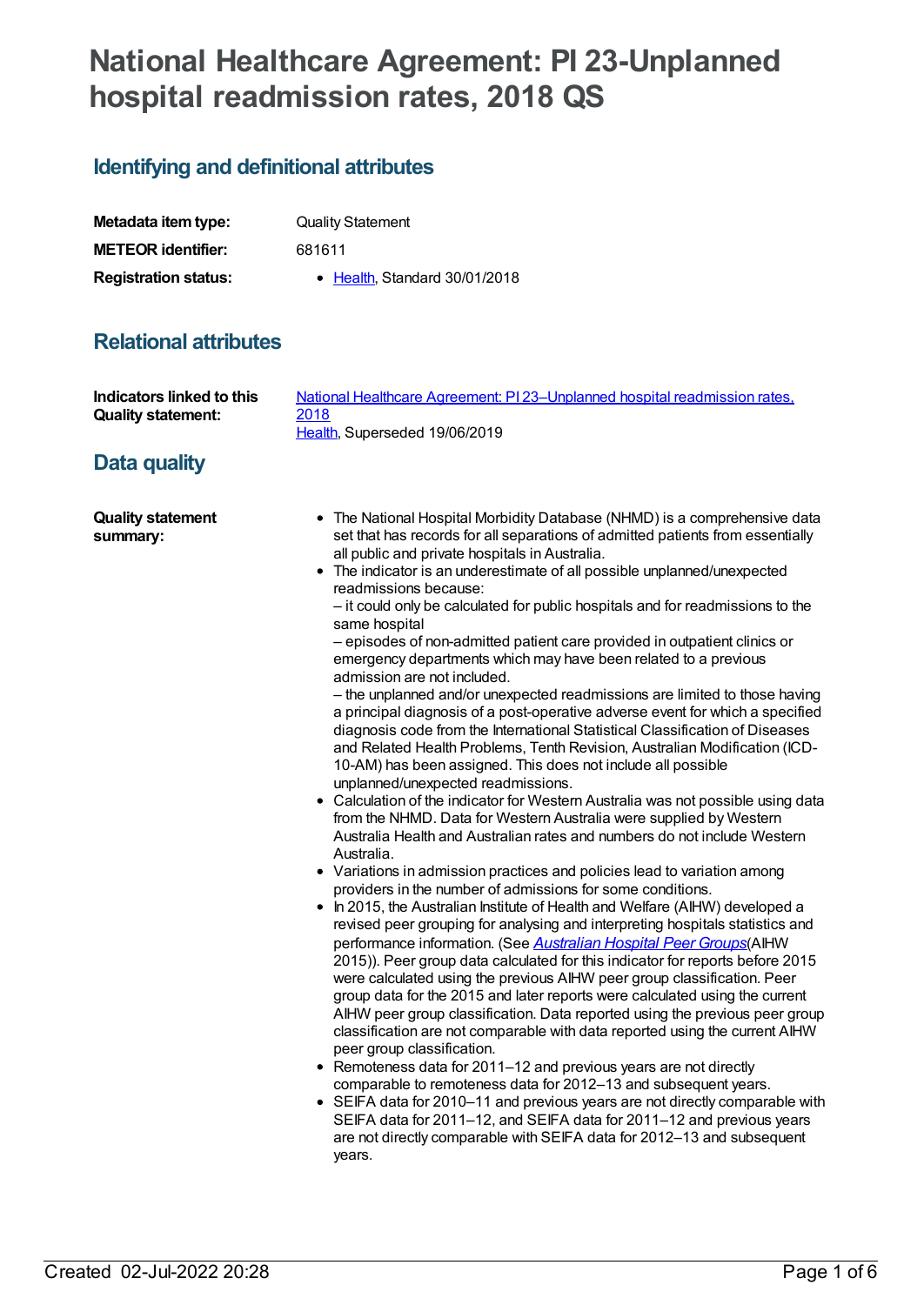# National Healthcare Agreement: PI 23-Unplanned hospital readmission rates, 2018 QS

## Identifying and definitional attributes

| | |
|---|---|
| **Metadata item type:** | Quality Statement |
| **METEOR identifier:** | 681611 |
| **Registration status:** | • Health, Standard 30/01/2018 |

## Relational attributes

| | |
|---|---|
| **Indicators linked to this Quality statement:** | National Healthcare Agreement: PI 23–Unplanned hospital readmission rates, 2018<br>Health, Superseded 19/06/2019 |

## Data quality

**Quality statement summary:**

- The National Hospital Morbidity Database (NHMD) is a comprehensive data set that has records for all separations of admitted patients from essentially all public and private hospitals in Australia.
- The indicator is an underestimate of all possible unplanned/unexpected readmissions because:
  – it could only be calculated for public hospitals and for readmissions to the same hospital
  – episodes of non-admitted patient care provided in outpatient clinics or emergency departments which may have been related to a previous admission are not included.
  – the unplanned and/or unexpected readmissions are limited to those having a principal diagnosis of a post-operative adverse event for which a specified diagnosis code from the International Statistical Classification of Diseases and Related Health Problems, Tenth Revision, Australian Modification (ICD-10-AM) has been assigned. This does not include all possible unplanned/unexpected readmissions.
- Calculation of the indicator for Western Australia was not possible using data from the NHMD. Data for Western Australia were supplied by Western Australia Health and Australian rates and numbers do not include Western Australia.
- Variations in admission practices and policies lead to variation among providers in the number of admissions for some conditions.
- In 2015, the Australian Institute of Health and Welfare (AIHW) developed a revised peer grouping for analysing and interpreting hospitals statistics and performance information. (See *Australian Hospital Peer Groups*(AIHW 2015)). Peer group data calculated for this indicator for reports before 2015 were calculated using the previous AIHW peer group classification. Peer group data for the 2015 and later reports were calculated using the current AIHW peer group classification. Data reported using the previous peer group classification are not comparable with data reported using the current AIHW peer group classification.
- Remoteness data for 2011–12 and previous years are not directly comparable to remoteness data for 2012–13 and subsequent years.
- SEIFA data for 2010–11 and previous years are not directly comparable with SEIFA data for 2011–12, and SEIFA data for 2011–12 and previous years are not directly comparable with SEIFA data for 2012–13 and subsequent years.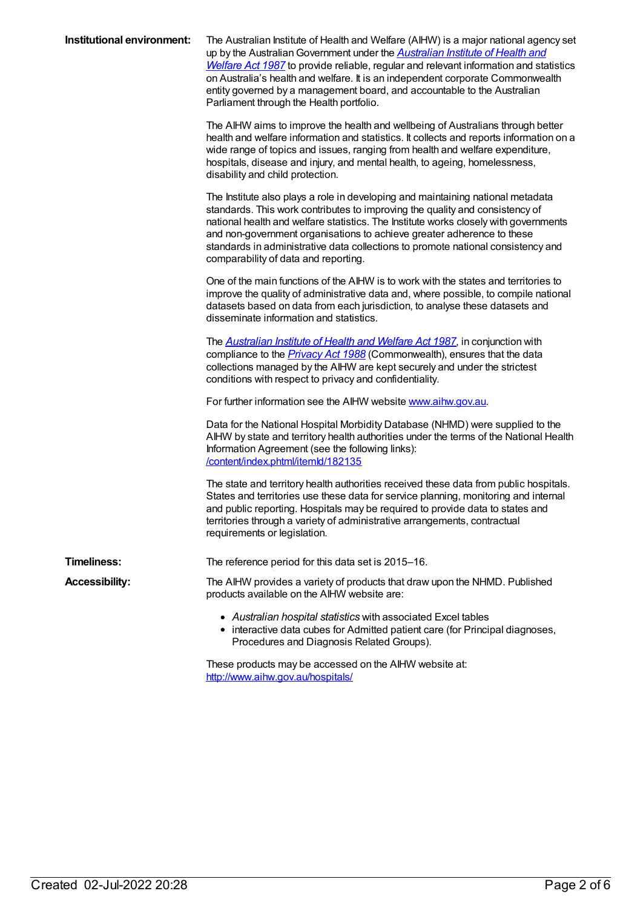**Institutional environment:**

The Australian Institute of Health and Welfare (AIHW) is a major national agency set up by the Australian Government under the *Australian Institute of Health and Welfare Act 1987* to provide reliable, regular and relevant information and statistics on Australia's health and welfare. It is an independent corporate Commonwealth entity governed by a management board, and accountable to the Australian Parliament through the Health portfolio.

The AIHW aims to improve the health and wellbeing of Australians through better health and welfare information and statistics. It collects and reports information on a wide range of topics and issues, ranging from health and welfare expenditure, hospitals, disease and injury, and mental health, to ageing, homelessness, disability and child protection.

The Institute also plays a role in developing and maintaining national metadata standards. This work contributes to improving the quality and consistency of national health and welfare statistics. The Institute works closely with governments and non-government organisations to achieve greater adherence to these standards in administrative data collections to promote national consistency and comparability of data and reporting.

One of the main functions of the AIHW is to work with the states and territories to improve the quality of administrative data and, where possible, to compile national datasets based on data from each jurisdiction, to analyse these datasets and disseminate information and statistics.

The *Australian Institute of Health and Welfare Act 1987*, in conjunction with compliance to the *Privacy Act 1988* (Commonwealth), ensures that the data collections managed by the AIHW are kept securely and under the strictest conditions with respect to privacy and confidentiality.

For further information see the AIHW website www.aihw.gov.au.

Data for the National Hospital Morbidity Database (NHMD) were supplied to the AIHW by state and territory health authorities under the terms of the National Health Information Agreement (see the following links): /content/index.phtml/itemId/182135

The state and territory health authorities received these data from public hospitals. States and territories use these data for service planning, monitoring and internal and public reporting. Hospitals may be required to provide data to states and territories through a variety of administrative arrangements, contractual requirements or legislation.

**Timeliness:**

The reference period for this data set is 2015–16.

**Accessibility:**

The AIHW provides a variety of products that draw upon the NHMD. Published products available on the AIHW website are:

- *Australian hospital statistics* with associated Excel tables
- interactive data cubes for Admitted patient care (for Principal diagnoses, Procedures and Diagnosis Related Groups).

These products may be accessed on the AIHW website at: http://www.aihw.gov.au/hospitals/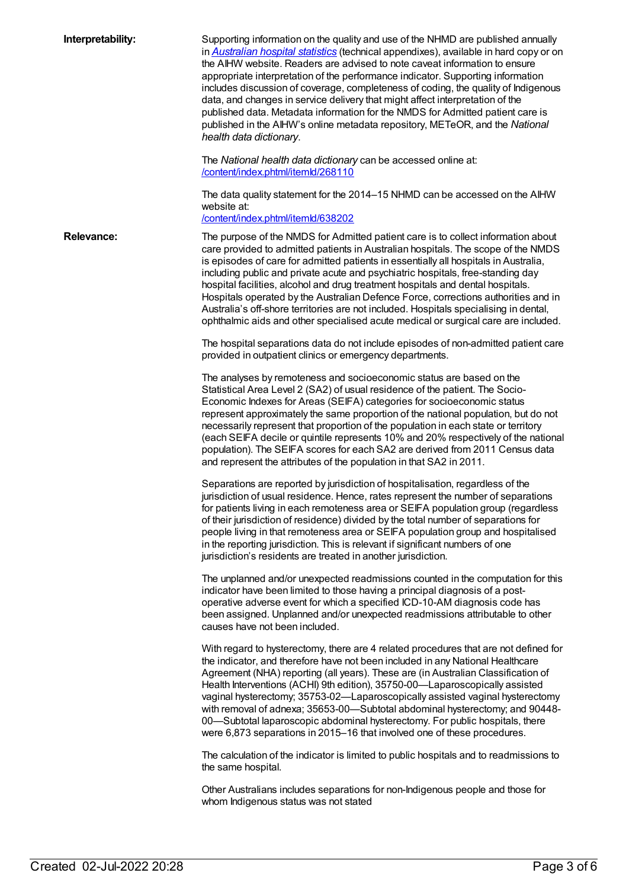**Interpretability:**

Supporting information on the quality and use of the NHMD are published annually in *[Australian hospital statistics](Australian hospital statistics)* (technical appendixes), available in hard copy or on the AIHW website. Readers are advised to note caveat information to ensure appropriate interpretation of the performance indicator. Supporting information includes discussion of coverage, completeness of coding, the quality of Indigenous data, and changes in service delivery that might affect interpretation of the published data. Metadata information for the NMDS for Admitted patient care is published in the AIHW's online metadata repository, METeOR, and the *National health data dictionary*.

The *National health data dictionary* can be accessed online at: [/content/index.phtml/itemId/268110](/content/index.phtml/itemId/268110)

The data quality statement for the 2014–15 NHMD can be accessed on the AIHW website at:
[/content/index.phtml/itemId/638202](/content/index.phtml/itemId/638202)

**Relevance:**

The purpose of the NMDS for Admitted patient care is to collect information about care provided to admitted patients in Australian hospitals. The scope of the NMDS is episodes of care for admitted patients in essentially all hospitals in Australia, including public and private acute and psychiatric hospitals, free-standing day hospital facilities, alcohol and drug treatment hospitals and dental hospitals. Hospitals operated by the Australian Defence Force, corrections authorities and in Australia's off-shore territories are not included. Hospitals specialising in dental, ophthalmic aids and other specialised acute medical or surgical care are included.

The hospital separations data do not include episodes of non-admitted patient care provided in outpatient clinics or emergency departments.

The analyses by remoteness and socioeconomic status are based on the Statistical Area Level 2 (SA2) of usual residence of the patient. The Socio-Economic Indexes for Areas (SEIFA) categories for socioeconomic status represent approximately the same proportion of the national population, but do not necessarily represent that proportion of the population in each state or territory (each SEIFA decile or quintile represents 10% and 20% respectively of the national population). The SEIFA scores for each SA2 are derived from 2011 Census data and represent the attributes of the population in that SA2 in 2011.

Separations are reported by jurisdiction of hospitalisation, regardless of the jurisdiction of usual residence. Hence, rates represent the number of separations for patients living in each remoteness area or SEIFA population group (regardless of their jurisdiction of residence) divided by the total number of separations for people living in that remoteness area or SEIFA population group and hospitalised in the reporting jurisdiction. This is relevant if significant numbers of one jurisdiction's residents are treated in another jurisdiction.

The unplanned and/or unexpected readmissions counted in the computation for this indicator have been limited to those having a principal diagnosis of a post-operative adverse event for which a specified ICD-10-AM diagnosis code has been assigned. Unplanned and/or unexpected readmissions attributable to other causes have not been included.

With regard to hysterectomy, there are 4 related procedures that are not defined for the indicator, and therefore have not been included in any National Healthcare Agreement (NHA) reporting (all years). These are (in Australian Classification of Health Interventions (ACHI) 9th edition), 35750-00—Laparoscopically assisted vaginal hysterectomy; 35753-02—Laparoscopically assisted vaginal hysterectomy with removal of adnexa; 35653-00—Subtotal abdominal hysterectomy; and 90448-00—Subtotal laparoscopic abdominal hysterectomy. For public hospitals, there were 6,873 separations in 2015–16 that involved one of these procedures.

The calculation of the indicator is limited to public hospitals and to readmissions to the same hospital.

Other Australians includes separations for non-Indigenous people and those for whom Indigenous status was not stated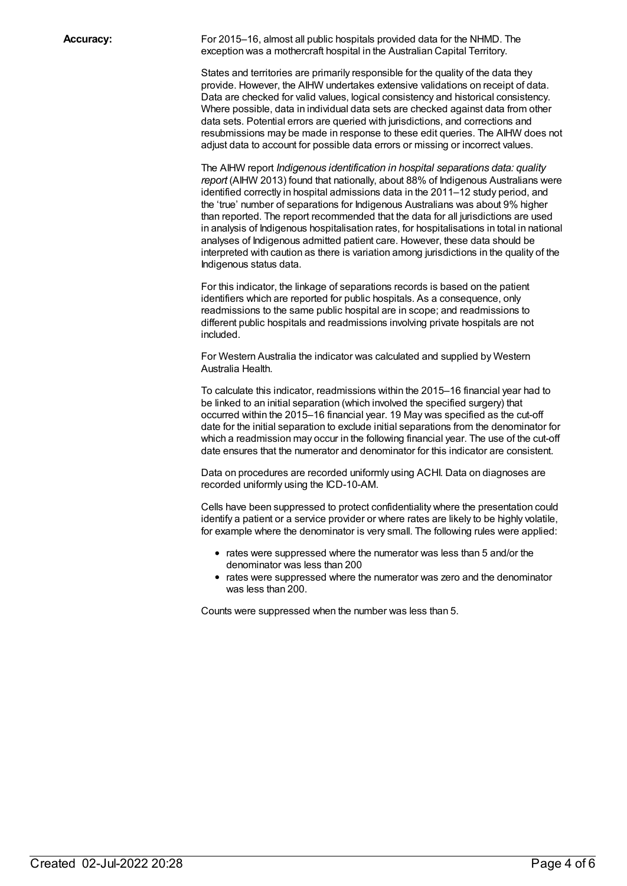**Accuracy:**

For 2015–16, almost all public hospitals provided data for the NHMD. The exception was a mothercraft hospital in the Australian Capital Territory.

States and territories are primarily responsible for the quality of the data they provide. However, the AIHW undertakes extensive validations on receipt of data. Data are checked for valid values, logical consistency and historical consistency. Where possible, data in individual data sets are checked against data from other data sets. Potential errors are queried with jurisdictions, and corrections and resubmissions may be made in response to these edit queries. The AIHW does not adjust data to account for possible data errors or missing or incorrect values.

The AIHW report *Indigenous identification in hospital separations data: quality report* (AIHW 2013) found that nationally, about 88% of Indigenous Australians were identified correctly in hospital admissions data in the 2011–12 study period, and the 'true' number of separations for Indigenous Australians was about 9% higher than reported. The report recommended that the data for all jurisdictions are used in analysis of Indigenous hospitalisation rates, for hospitalisations in total in national analyses of Indigenous admitted patient care. However, these data should be interpreted with caution as there is variation among jurisdictions in the quality of the Indigenous status data.

For this indicator, the linkage of separations records is based on the patient identifiers which are reported for public hospitals. As a consequence, only readmissions to the same public hospital are in scope; and readmissions to different public hospitals and readmissions involving private hospitals are not included.

For Western Australia the indicator was calculated and supplied by Western Australia Health.

To calculate this indicator, readmissions within the 2015–16 financial year had to be linked to an initial separation (which involved the specified surgery) that occurred within the 2015–16 financial year. 19 May was specified as the cut-off date for the initial separation to exclude initial separations from the denominator for which a readmission may occur in the following financial year. The use of the cut-off date ensures that the numerator and denominator for this indicator are consistent.

Data on procedures are recorded uniformly using ACHI. Data on diagnoses are recorded uniformly using the ICD-10-AM.

Cells have been suppressed to protect confidentiality where the presentation could identify a patient or a service provider or where rates are likely to be highly volatile, for example where the denominator is very small. The following rules were applied:

- rates were suppressed where the numerator was less than 5 and/or the denominator was less than 200
- rates were suppressed where the numerator was zero and the denominator was less than 200.

Counts were suppressed when the number was less than 5.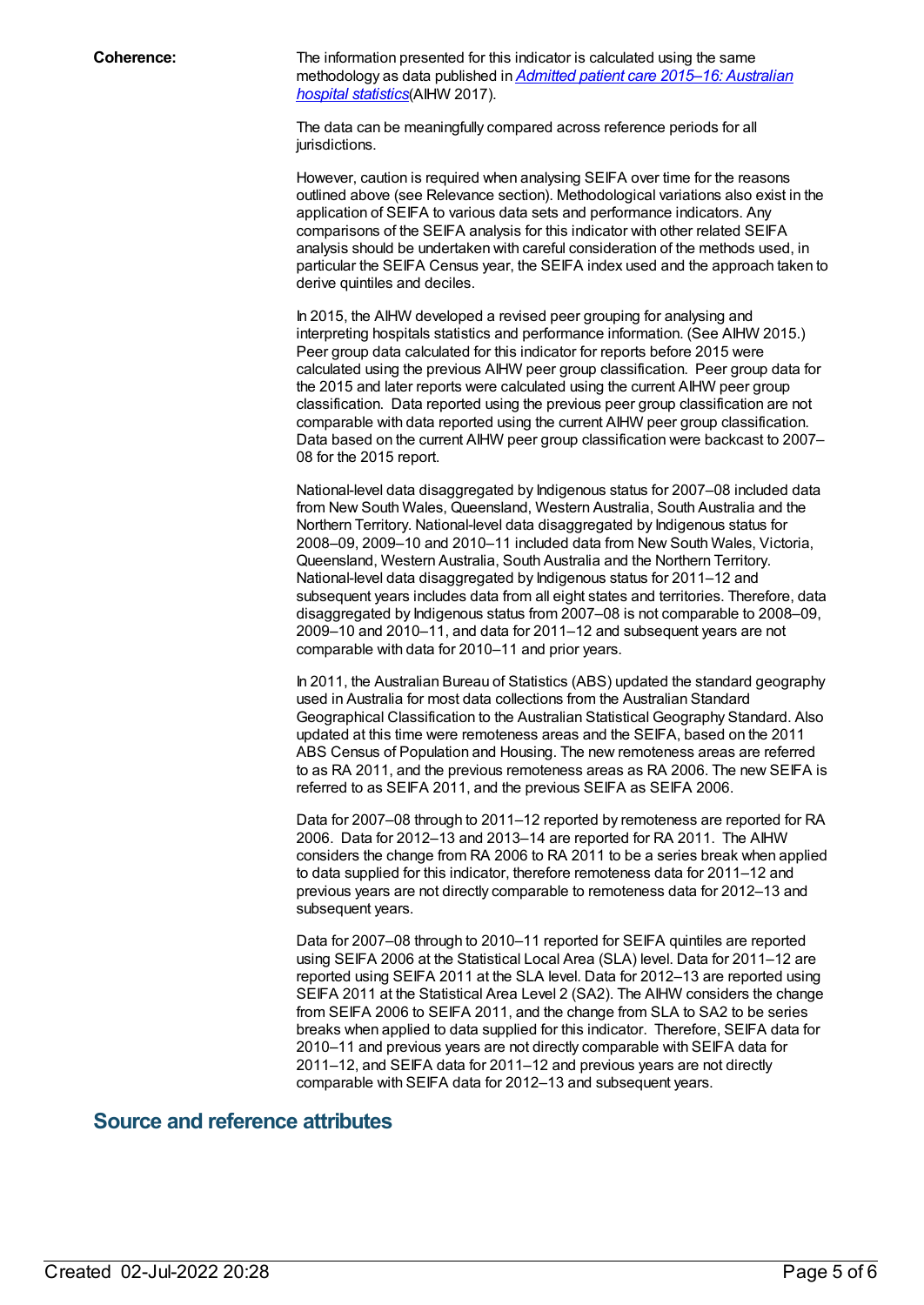**Coherence:** The information presented for this indicator is calculated using the same methodology as data published in *[Admitted patient care 2015–16: Australian hospital statistics](#)*(AIHW 2017).

The data can be meaningfully compared across reference periods for all jurisdictions.

However, caution is required when analysing SEIFA over time for the reasons outlined above (see Relevance section). Methodological variations also exist in the application of SEIFA to various data sets and performance indicators. Any comparisons of the SEIFA analysis for this indicator with other related SEIFA analysis should be undertaken with careful consideration of the methods used, in particular the SEIFA Census year, the SEIFA index used and the approach taken to derive quintiles and deciles.

In 2015, the AIHW developed a revised peer grouping for analysing and interpreting hospitals statistics and performance information. (See AIHW 2015.) Peer group data calculated for this indicator for reports before 2015 were calculated using the previous AIHW peer group classification. Peer group data for the 2015 and later reports were calculated using the current AIHW peer group classification. Data reported using the previous peer group classification are not comparable with data reported using the current AIHW peer group classification. Data based on the current AIHW peer group classification were backcast to 2007–08 for the 2015 report.

National-level data disaggregated by Indigenous status for 2007–08 included data from New South Wales, Queensland, Western Australia, South Australia and the Northern Territory. National-level data disaggregated by Indigenous status for 2008–09, 2009–10 and 2010–11 included data from New South Wales, Victoria, Queensland, Western Australia, South Australia and the Northern Territory. National-level data disaggregated by Indigenous status for 2011–12 and subsequent years includes data from all eight states and territories. Therefore, data disaggregated by Indigenous status from 2007–08 is not comparable to 2008–09, 2009–10 and 2010–11, and data for 2011–12 and subsequent years are not comparable with data for 2010–11 and prior years.

In 2011, the Australian Bureau of Statistics (ABS) updated the standard geography used in Australia for most data collections from the Australian Standard Geographical Classification to the Australian Statistical Geography Standard. Also updated at this time were remoteness areas and the SEIFA, based on the 2011 ABS Census of Population and Housing. The new remoteness areas are referred to as RA 2011, and the previous remoteness areas as RA 2006. The new SEIFA is referred to as SEIFA 2011, and the previous SEIFA as SEIFA 2006.

Data for 2007–08 through to 2011–12 reported by remoteness are reported for RA 2006. Data for 2012–13 and 2013–14 are reported for RA 2011. The AIHW considers the change from RA 2006 to RA 2011 to be a series break when applied to data supplied for this indicator, therefore remoteness data for 2011–12 and previous years are not directly comparable to remoteness data for 2012–13 and subsequent years.

Data for 2007–08 through to 2010–11 reported for SEIFA quintiles are reported using SEIFA 2006 at the Statistical Local Area (SLA) level. Data for 2011–12 are reported using SEIFA 2011 at the SLA level. Data for 2012–13 are reported using SEIFA 2011 at the Statistical Area Level 2 (SA2). The AIHW considers the change from SEIFA 2006 to SEIFA 2011, and the change from SLA to SA2 to be series breaks when applied to data supplied for this indicator. Therefore, SEIFA data for 2010–11 and previous years are not directly comparable with SEIFA data for 2011–12, and SEIFA data for 2011–12 and previous years are not directly comparable with SEIFA data for 2012–13 and subsequent years.

## Source and reference attributes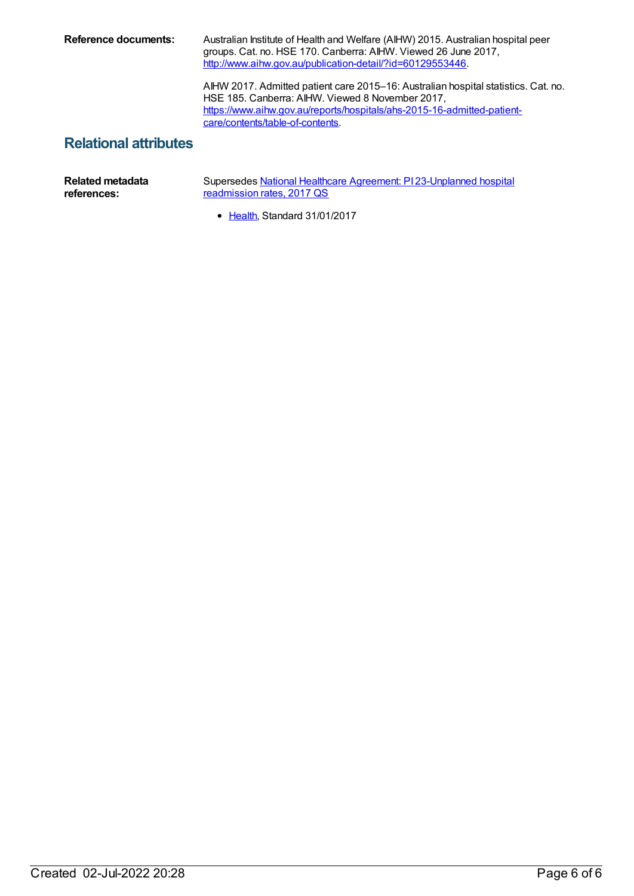**Reference documents:** Australian Institute of Health and Welfare (AIHW) 2015. Australian hospital peer groups. Cat. no. HSE 170. Canberra: AIHW. Viewed 26 June 2017, [http://www.aihw.gov.au/publication-detail/?id=60129553446](http://www.aihw.gov.au/publication-detail/?id=60129553446).

AIHW 2017. Admitted patient care 2015–16: Australian hospital statistics. Cat. no. HSE 185. Canberra: AIHW. Viewed 8 November 2017, [https://www.aihw.gov.au/reports/hospitals/ahs-2015-16-admitted-patient-care/contents/table-of-contents](https://www.aihw.gov.au/reports/hospitals/ahs-2015-16-admitted-patient-care/contents/table-of-contents).

## Relational attributes

**Related metadata references:** Supersedes National Healthcare Agreement: PI 23-Unplanned hospital readmission rates, 2017 QS

- Health, Standard 31/01/2017